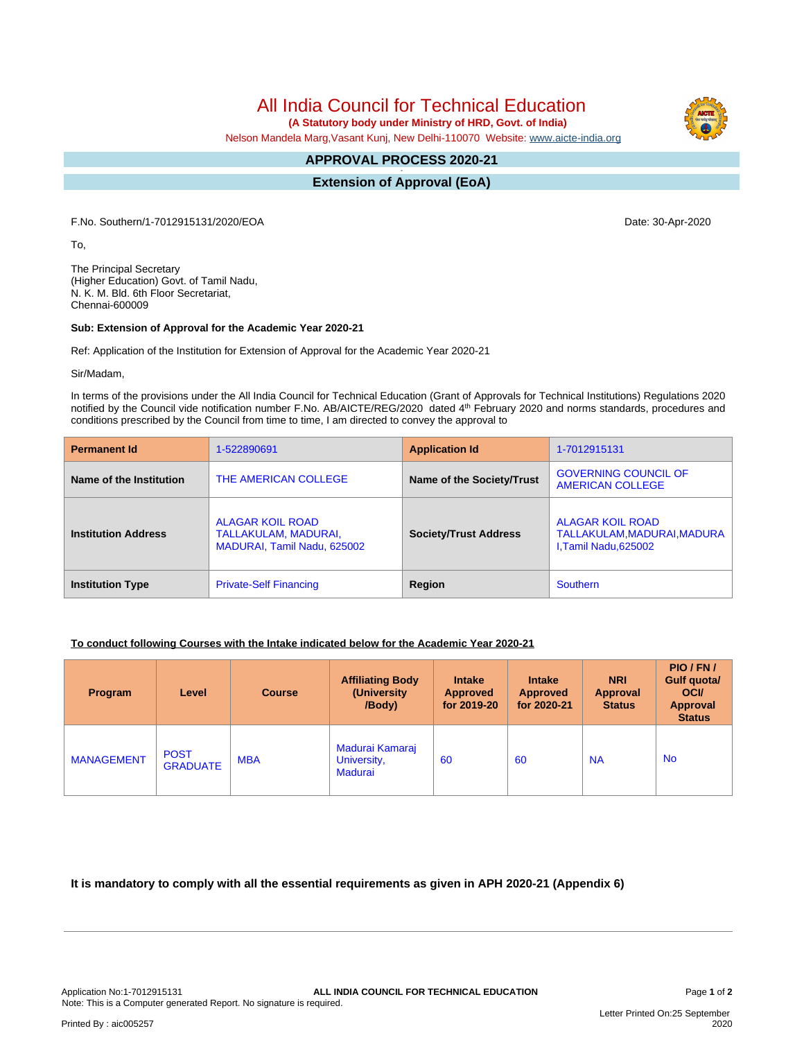# All India Council for Technical Education

**(A Statutory body under Ministry of HRD, Govt. of India)**

Nelson Mandela Marg,Vasant Kunj, New Delhi-110070 Website: www.aicte-india.org

## APPROVAL PROCESS 2020-21

## Extension of Approval (EoA)

F.No. Southern/1-7012915131/2020/EOA

Date: 30-Apr-2020

To,

The Principal Secretary
(Higher Education) Govt. of Tamil Nadu,
N. K. M. Bld. 6th Floor Secretariat,
Chennai-600009

**Sub: Extension of Approval for the Academic Year 2020-21**

Ref: Application of the Institution for Extension of Approval for the Academic Year 2020-21

Sir/Madam,

In terms of the provisions under the All India Council for Technical Education (Grant of Approvals for Technical Institutions) Regulations 2020 notified by the Council vide notification number F.No. AB/AICTE/REG/2020 dated 4th February 2020 and norms standards, procedures and conditions prescribed by the Council from time to time, I am directed to convey the approval to

| **Permanent Id** | 1-522890691 | **Application Id** | 1-7012915131 |
|---|---|---|---|
| **Name of the Institution** | THE AMERICAN COLLEGE | **Name of the Society/Trust** | GOVERNING COUNCIL OF AMERICAN COLLEGE |
| **Institution Address** | ALAGAR KOIL ROAD TALLAKULAM, MADURAI, MADURAI, Tamil Nadu, 625002 | **Society/Trust Address** | ALAGAR KOIL ROAD TALLAKULAM,MADURAI,MADURAI,Tamil Nadu,625002 |
| **Institution Type** | Private-Self Financing | **Region** | Southern |

**To conduct following Courses with the Intake indicated below for the Academic Year 2020-21**

| Program | Level | Course | Affiliating Body (University /Body) | Intake Approved for 2019-20 | Intake Approved for 2020-21 | NRI Approval Status | PIO / FN / Gulf quota/ OCI/ Approval Status |
|---|---|---|---|---|---|---|---|
| MANAGEMENT | POST GRADUATE | MBA | Madurai Kamaraj University, Madurai | 60 | 60 | NA | No |

**It is mandatory to comply with all the essential requirements as given in APH 2020-21 (Appendix 6)**

Application No:1-7012915131

ALL INDIA COUNCIL FOR TECHNICAL EDUCATION

Note: This is a Computer generated Report. No signature is required.

Printed By : aic005257

Letter Printed On:25 September 2020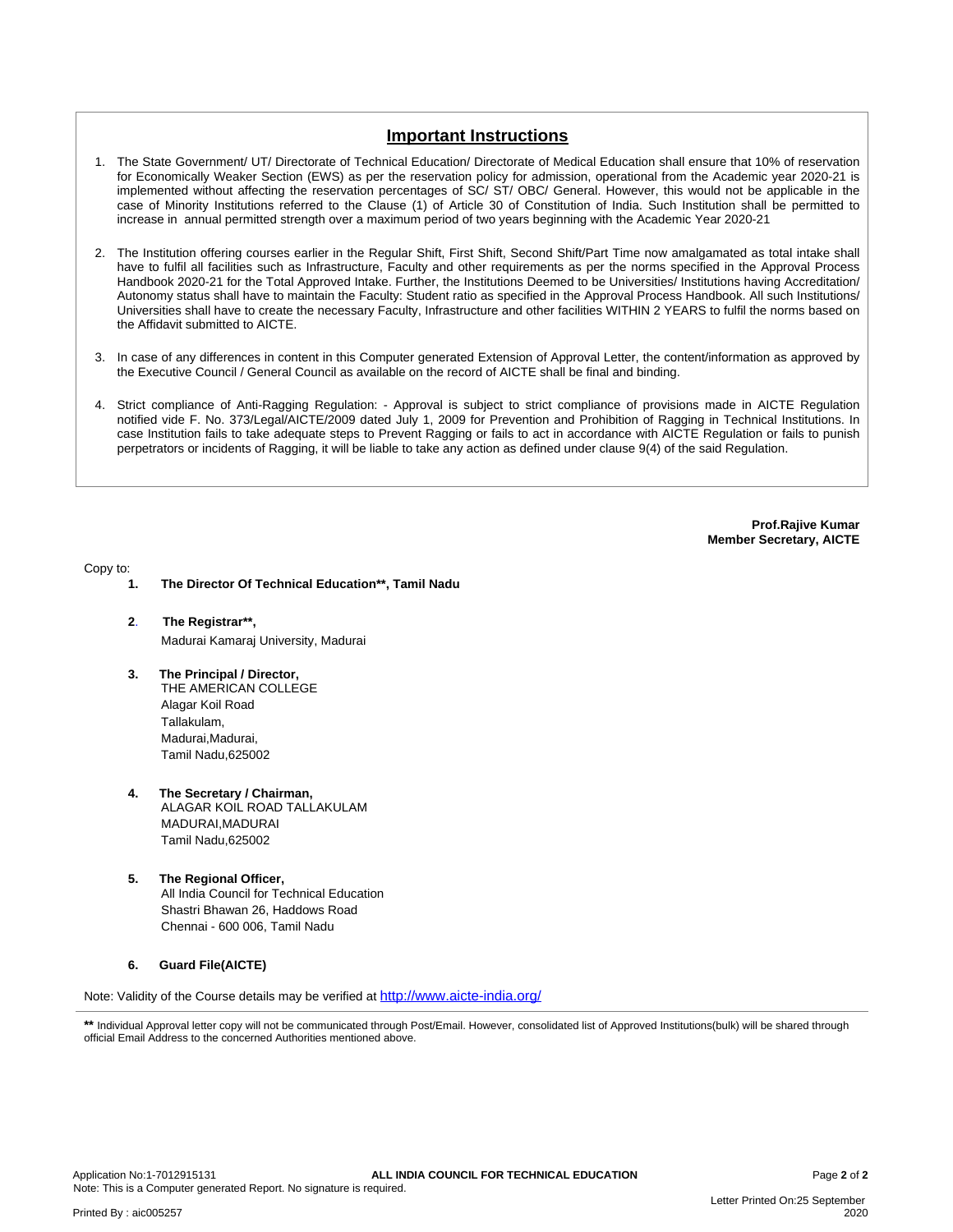## Important Instructions

1. The State Government/ UT/ Directorate of Technical Education/ Directorate of Medical Education shall ensure that 10% of reservation for Economically Weaker Section (EWS) as per the reservation policy for admission, operational from the Academic year 2020-21 is implemented without affecting the reservation percentages of SC/ ST/ OBC/ General. However, this would not be applicable in the case of Minority Institutions referred to the Clause (1) of Article 30 of Constitution of India. Such Institution shall be permitted to increase in annual permitted strength over a maximum period of two years beginning with the Academic Year 2020-21

2. The Institution offering courses earlier in the Regular Shift, First Shift, Second Shift/Part Time now amalgamated as total intake shall have to fulfil all facilities such as Infrastructure, Faculty and other requirements as per the norms specified in the Approval Process Handbook 2020-21 for the Total Approved Intake. Further, the Institutions Deemed to be Universities/ Institutions having Accreditation/ Autonomy status shall have to maintain the Faculty: Student ratio as specified in the Approval Process Handbook. All such Institutions/ Universities shall have to create the necessary Faculty, Infrastructure and other facilities WITHIN 2 YEARS to fulfil the norms based on the Affidavit submitted to AICTE.

3. In case of any differences in content in this Computer generated Extension of Approval Letter, the content/information as approved by the Executive Council / General Council as available on the record of AICTE shall be final and binding.

4. Strict compliance of Anti-Ragging Regulation: - Approval is subject to strict compliance of provisions made in AICTE Regulation notified vide F. No. 373/Legal/AICTE/2009 dated July 1, 2009 for Prevention and Prohibition of Ragging in Technical Institutions. In case Institution fails to take adequate steps to Prevent Ragging or fails to act in accordance with AICTE Regulation or fails to punish perpetrators or incidents of Ragging, it will be liable to take any action as defined under clause 9(4) of the said Regulation.

**Prof.Rajive Kumar**
**Member Secretary, AICTE**

Copy to:

1. **The Director Of Technical Education\*\*, Tamil Nadu**

2. **The Registrar\*\*,**
   Madurai Kamaraj University, Madurai

3. **The Principal / Director,**
   THE AMERICAN COLLEGE
   Alagar Koil Road
   Tallakulam,
   Madurai,Madurai,
   Tamil Nadu,625002

4. **The Secretary / Chairman,**
   ALAGAR KOIL ROAD TALLAKULAM
   MADURAI,MADURAI
   Tamil Nadu,625002

5. **The Regional Officer,**
   All India Council for Technical Education
   Shastri Bhawan 26, Haddows Road
   Chennai - 600 006, Tamil Nadu

6. **Guard File(AICTE)**

Note: Validity of the Course details may be verified at http://www.aicte-india.org/

**\*\*** Individual Approval letter copy will not be communicated through Post/Email. However, consolidated list of Approved Institutions(bulk) will be shared through official Email Address to the concerned Authorities mentioned above.

Application No:1-7012915131 **ALL INDIA COUNCIL FOR TECHNICAL EDUCATION**
Note: This is a Computer generated Report. No signature is required.

Printed By : aic005257 Letter Printed On:25 September 2020